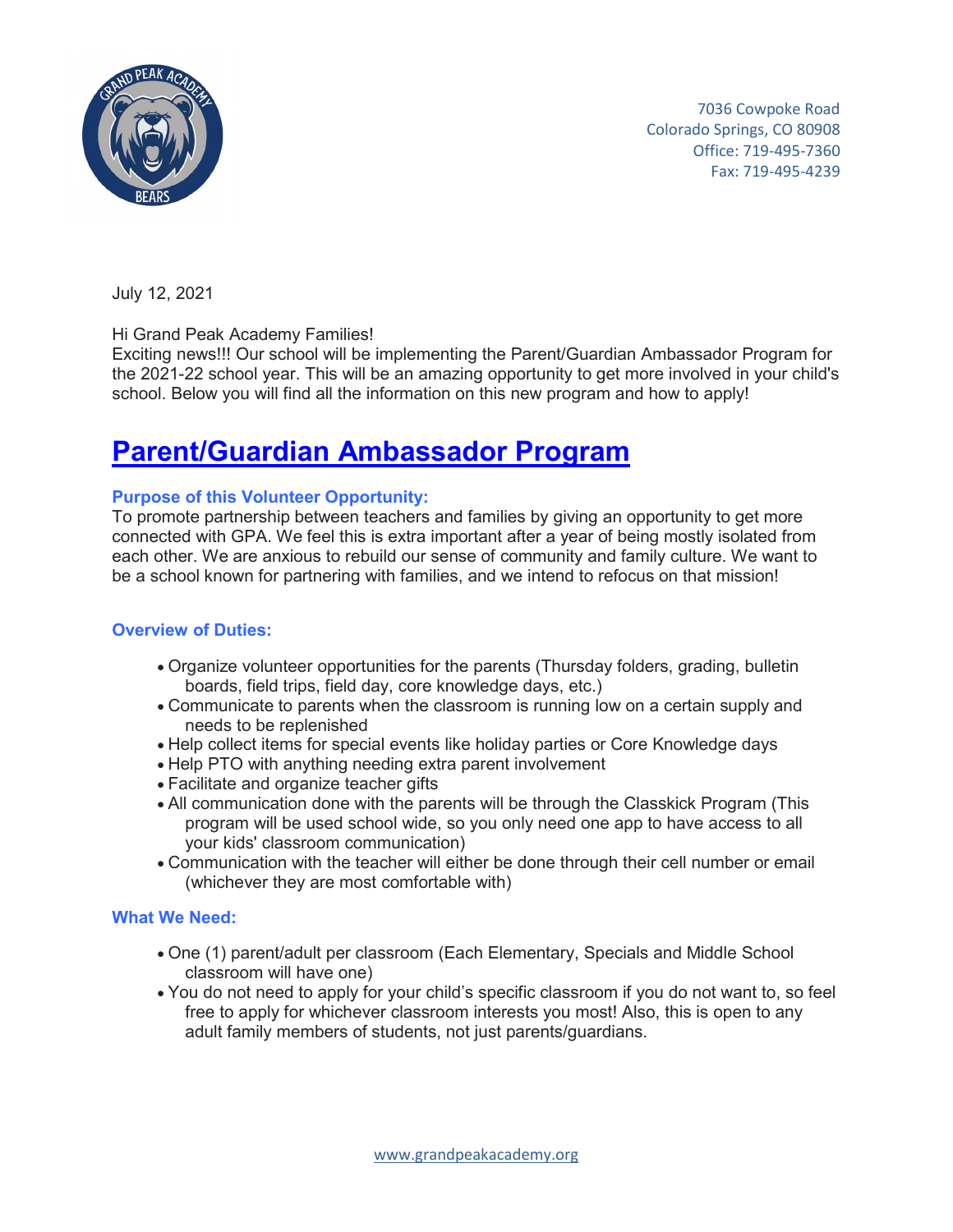7036 Cowpoke Road
Colorado Springs, CO 80908
Office: 719-495-7360
Fax: 719-495-4239

July 12, 2021

Hi Grand Peak Academy Families!
Exciting news!!! Our school will be implementing the Parent/Guardian Ambassador Program for the 2021-22 school year. This will be an amazing opportunity to get more involved in your child's school. Below you will find all the information on this new program and how to apply!

# Parent/Guardian Ambassador Program

### Purpose of this Volunteer Opportunity:

To promote partnership between teachers and families by giving an opportunity to get more connected with GPA. We feel this is extra important after a year of being mostly isolated from each other. We are anxious to rebuild our sense of community and family culture. We want to be a school known for partnering with families, and we intend to refocus on that mission!

### Overview of Duties:

- Organize volunteer opportunities for the parents (Thursday folders, grading, bulletin boards, field trips, field day, core knowledge days, etc.)
- Communicate to parents when the classroom is running low on a certain supply and needs to be replenished
- Help collect items for special events like holiday parties or Core Knowledge days
- Help PTO with anything needing extra parent involvement
- Facilitate and organize teacher gifts
- All communication done with the parents will be through the Classkick Program (This program will be used school wide, so you only need one app to have access to all your kids' classroom communication)
- Communication with the teacher will either be done through their cell number or email (whichever they are most comfortable with)

### What We Need:

- One (1) parent/adult per classroom (Each Elementary, Specials and Middle School classroom will have one)
- You do not need to apply for your child's specific classroom if you do not want to, so feel free to apply for whichever classroom interests you most! Also, this is open to any adult family members of students, not just parents/guardians.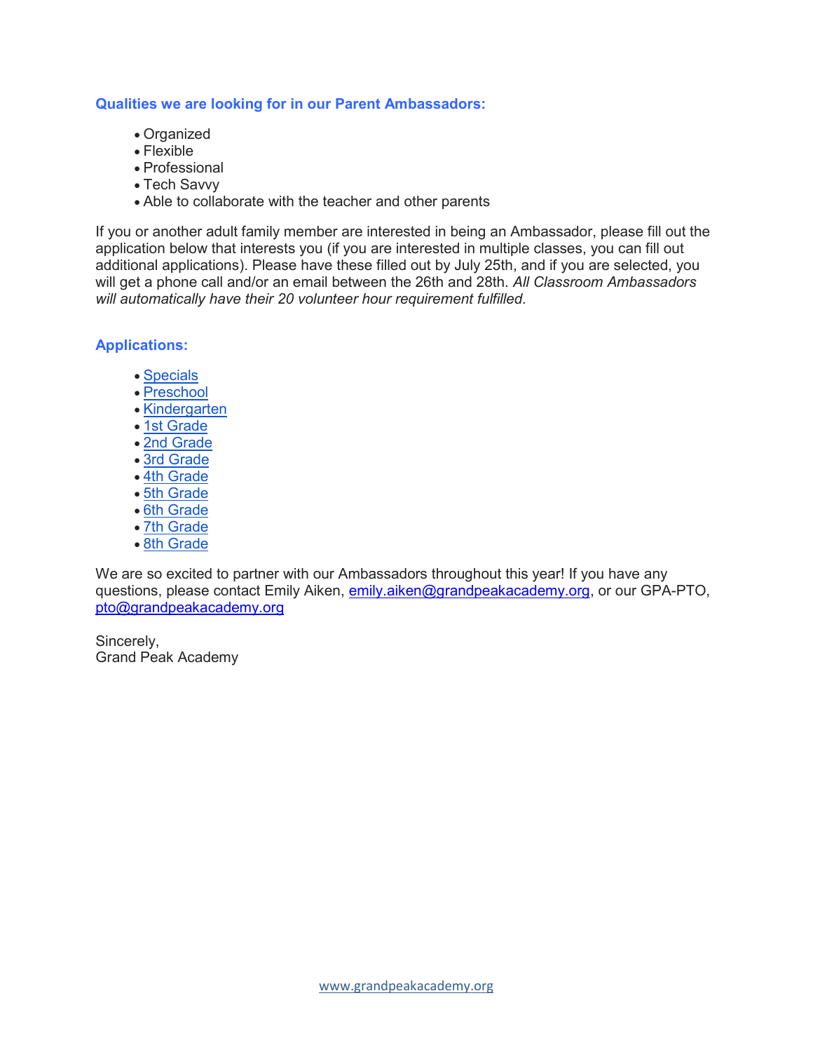### Qualities we are looking for in our Parent Ambassadors:

- Organized
- Flexible
- Professional
- Tech Savvy
- Able to collaborate with the teacher and other parents

If you or another adult family member are interested in being an Ambassador, please fill out the application below that interests you (if you are interested in multiple classes, you can fill out additional applications). Please have these filled out by July 25th, and if you are selected, you will get a phone call and/or an email between the 26th and 28th. *All Classroom Ambassadors will automatically have their 20 volunteer hour requirement fulfilled.*

### Applications:

- Specials
- Preschool
- Kindergarten
- 1st Grade
- 2nd Grade
- 3rd Grade
- 4th Grade
- 5th Grade
- 6th Grade
- 7th Grade
- 8th Grade

We are so excited to partner with our Ambassadors throughout this year! If you have any questions, please contact Emily Aiken, emily.aiken@grandpeakacademy.org, or our GPA-PTO, pto@grandpeakacademy.org

Sincerely,
Grand Peak Academy